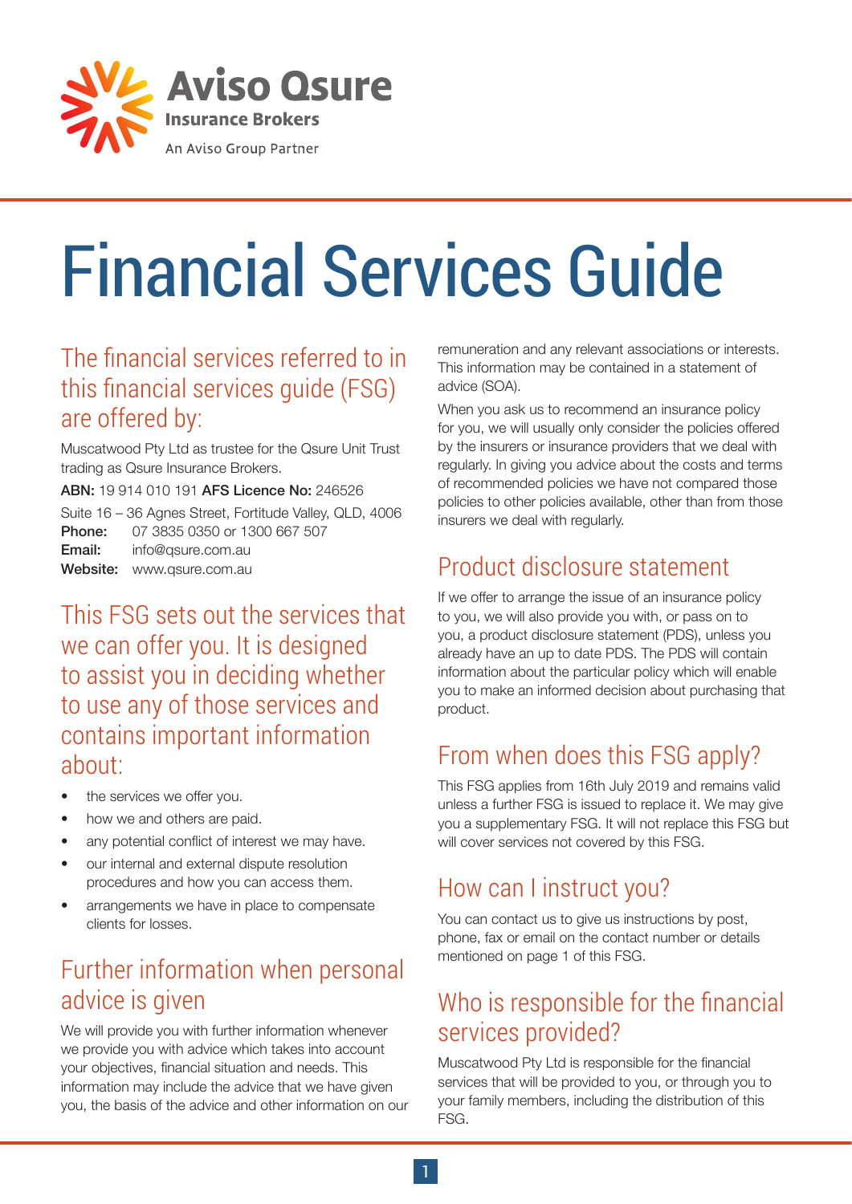Aviso Qsure
Insurance Brokers
An Aviso Group Partner

# Financial Services Guide

## The financial services referred to in this financial services guide (FSG) are offered by:

Muscatwood Pty Ltd as trustee for the Qsure Unit Trust trading as Qsure Insurance Brokers.

**ABN:** 19 914 010 191 **AFS Licence No:** 246526

Suite 16 – 36 Agnes Street, Fortitude Valley, QLD, 4006
**Phone:** 07 3835 0350 or 1300 667 507
**Email:** info@qsure.com.au
**Website:** www.qsure.com.au

## This FSG sets out the services that we can offer you. It is designed to assist you in deciding whether to use any of those services and contains important information about:

- the services we offer you.
- how we and others are paid.
- any potential conflict of interest we may have.
- our internal and external dispute resolution procedures and how you can access them.
- arrangements we have in place to compensate clients for losses.

## Further information when personal advice is given

We will provide you with further information whenever we provide you with advice which takes into account your objectives, financial situation and needs. This information may include the advice that we have given you, the basis of the advice and other information on our remuneration and any relevant associations or interests. This information may be contained in a statement of advice (SOA).

When you ask us to recommend an insurance policy for you, we will usually only consider the policies offered by the insurers or insurance providers that we deal with regularly. In giving you advice about the costs and terms of recommended policies we have not compared those policies to other policies available, other than from those insurers we deal with regularly.

## Product disclosure statement

If we offer to arrange the issue of an insurance policy to you, we will also provide you with, or pass on to you, a product disclosure statement (PDS), unless you already have an up to date PDS. The PDS will contain information about the particular policy which will enable you to make an informed decision about purchasing that product.

## From when does this FSG apply?

This FSG applies from 16th July 2019 and remains valid unless a further FSG is issued to replace it. We may give you a supplementary FSG. It will not replace this FSG but will cover services not covered by this FSG.

## How can I instruct you?

You can contact us to give us instructions by post, phone, fax or email on the contact number or details mentioned on page 1 of this FSG.

## Who is responsible for the financial services provided?

Muscatwood Pty Ltd is responsible for the financial services that will be provided to you, or through you to your family members, including the distribution of this FSG.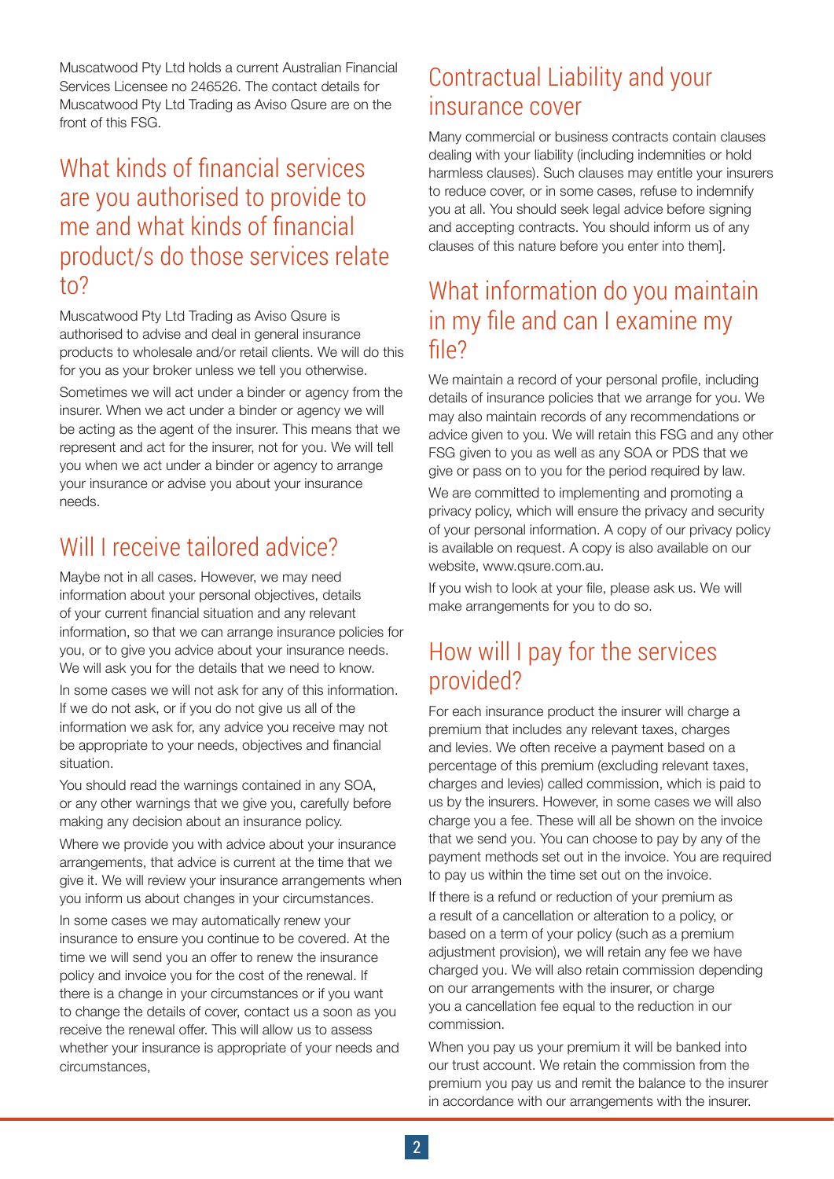Muscatwood Pty Ltd holds a current Australian Financial Services Licensee no 246526. The contact details for Muscatwood Pty Ltd Trading as Aviso Qsure are on the front of this FSG.

## What kinds of financial services are you authorised to provide to me and what kinds of financial product/s do those services relate to?

Muscatwood Pty Ltd Trading as Aviso Qsure is authorised to advise and deal in general insurance products to wholesale and/or retail clients. We will do this for you as your broker unless we tell you otherwise.

Sometimes we will act under a binder or agency from the insurer. When we act under a binder or agency we will be acting as the agent of the insurer. This means that we represent and act for the insurer, not for you. We will tell you when we act under a binder or agency to arrange your insurance or advise you about your insurance needs.

## Will I receive tailored advice?

Maybe not in all cases. However, we may need information about your personal objectives, details of your current financial situation and any relevant information, so that we can arrange insurance policies for you, or to give you advice about your insurance needs. We will ask you for the details that we need to know.

In some cases we will not ask for any of this information. If we do not ask, or if you do not give us all of the information we ask for, any advice you receive may not be appropriate to your needs, objectives and financial situation.

You should read the warnings contained in any SOA, or any other warnings that we give you, carefully before making any decision about an insurance policy.

Where we provide you with advice about your insurance arrangements, that advice is current at the time that we give it. We will review your insurance arrangements when you inform us about changes in your circumstances.

In some cases we may automatically renew your insurance to ensure you continue to be covered. At the time we will send you an offer to renew the insurance policy and invoice you for the cost of the renewal. If there is a change in your circumstances or if you want to change the details of cover, contact us a soon as you receive the renewal offer. This will allow us to assess whether your insurance is appropriate of your needs and circumstances,

## Contractual Liability and your insurance cover

Many commercial or business contracts contain clauses dealing with your liability (including indemnities or hold harmless clauses). Such clauses may entitle your insurers to reduce cover, or in some cases, refuse to indemnify you at all. You should seek legal advice before signing and accepting contracts. You should inform us of any clauses of this nature before you enter into them].

## What information do you maintain in my file and can I examine my file?

We maintain a record of your personal profile, including details of insurance policies that we arrange for you. We may also maintain records of any recommendations or advice given to you. We will retain this FSG and any other FSG given to you as well as any SOA or PDS that we give or pass on to you for the period required by law.

We are committed to implementing and promoting a privacy policy, which will ensure the privacy and security of your personal information. A copy of our privacy policy is available on request. A copy is also available on our website, www.qsure.com.au.

If you wish to look at your file, please ask us. We will make arrangements for you to do so.

## How will I pay for the services provided?

For each insurance product the insurer will charge a premium that includes any relevant taxes, charges and levies. We often receive a payment based on a percentage of this premium (excluding relevant taxes, charges and levies) called commission, which is paid to us by the insurers. However, in some cases we will also charge you a fee. These will all be shown on the invoice that we send you. You can choose to pay by any of the payment methods set out in the invoice. You are required to pay us within the time set out on the invoice.

If there is a refund or reduction of your premium as a result of a cancellation or alteration to a policy, or based on a term of your policy (such as a premium adjustment provision), we will retain any fee we have charged you. We will also retain commission depending on our arrangements with the insurer, or charge you a cancellation fee equal to the reduction in our commission.

When you pay us your premium it will be banked into our trust account. We retain the commission from the premium you pay us and remit the balance to the insurer in accordance with our arrangements with the insurer.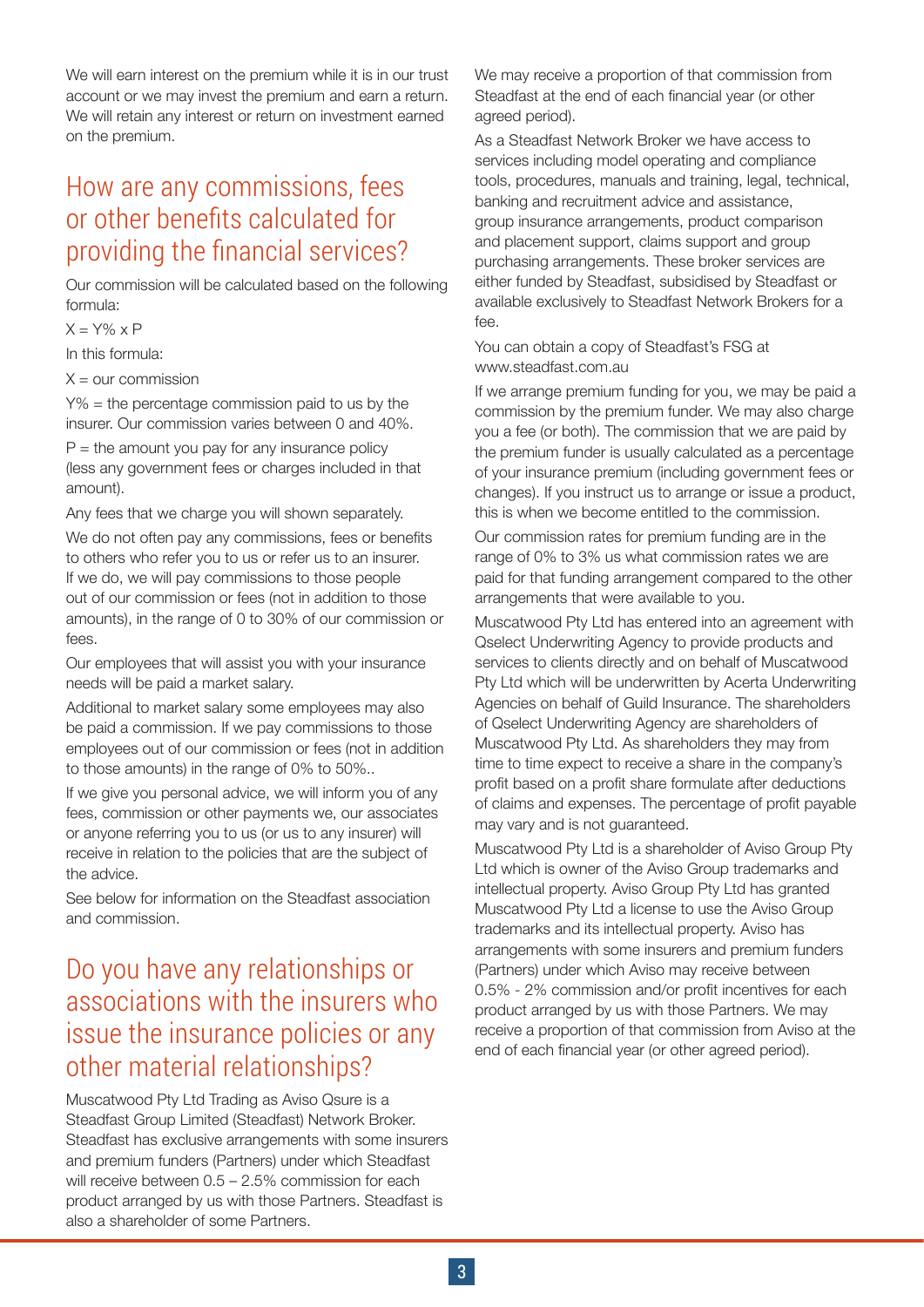We will earn interest on the premium while it is in our trust account or we may invest the premium and earn a return. We will retain any interest or return on investment earned on the premium.

## How are any commissions, fees or other benefits calculated for providing the financial services?

Our commission will be calculated based on the following formula:

$X = Y\% \times P$

In this formula:

X = our commission

Y% = the percentage commission paid to us by the insurer. Our commission varies between 0 and 40%.

P = the amount you pay for any insurance policy (less any government fees or charges included in that amount).

Any fees that we charge you will shown separately.

We do not often pay any commissions, fees or benefits to others who refer you to us or refer us to an insurer. If we do, we will pay commissions to those people out of our commission or fees (not in addition to those amounts), in the range of 0 to 30% of our commission or fees.

Our employees that will assist you with your insurance needs will be paid a market salary.

Additional to market salary some employees may also be paid a commission. If we pay commissions to those employees out of our commission or fees (not in addition to those amounts) in the range of 0% to 50%..

If we give you personal advice, we will inform you of any fees, commission or other payments we, our associates or anyone referring you to us (or us to any insurer) will receive in relation to the policies that are the subject of the advice.

See below for information on the Steadfast association and commission.

## Do you have any relationships or associations with the insurers who issue the insurance policies or any other material relationships?

Muscatwood Pty Ltd Trading as Aviso Qsure is a Steadfast Group Limited (Steadfast) Network Broker. Steadfast has exclusive arrangements with some insurers and premium funders (Partners) under which Steadfast will receive between 0.5 – 2.5% commission for each product arranged by us with those Partners. Steadfast is also a shareholder of some Partners.

We may receive a proportion of that commission from Steadfast at the end of each financial year (or other agreed period).

As a Steadfast Network Broker we have access to services including model operating and compliance tools, procedures, manuals and training, legal, technical, banking and recruitment advice and assistance, group insurance arrangements, product comparison and placement support, claims support and group purchasing arrangements. These broker services are either funded by Steadfast, subsidised by Steadfast or available exclusively to Steadfast Network Brokers for a fee.

You can obtain a copy of Steadfast's FSG at www.steadfast.com.au

If we arrange premium funding for you, we may be paid a commission by the premium funder. We may also charge you a fee (or both). The commission that we are paid by the premium funder is usually calculated as a percentage of your insurance premium (including government fees or changes). If you instruct us to arrange or issue a product, this is when we become entitled to the commission.

Our commission rates for premium funding are in the range of 0% to 3% us what commission rates we are paid for that funding arrangement compared to the other arrangements that were available to you.

Muscatwood Pty Ltd has entered into an agreement with Qselect Underwriting Agency to provide products and services to clients directly and on behalf of Muscatwood Pty Ltd which will be underwritten by Acerta Underwriting Agencies on behalf of Guild Insurance. The shareholders of Qselect Underwriting Agency are shareholders of Muscatwood Pty Ltd. As shareholders they may from time to time expect to receive a share in the company's profit based on a profit share formulate after deductions of claims and expenses. The percentage of profit payable may vary and is not guaranteed.

Muscatwood Pty Ltd is a shareholder of Aviso Group Pty Ltd which is owner of the Aviso Group trademarks and intellectual property. Aviso Group Pty Ltd has granted Muscatwood Pty Ltd a license to use the Aviso Group trademarks and its intellectual property. Aviso has arrangements with some insurers and premium funders (Partners) under which Aviso may receive between 0.5% - 2% commission and/or profit incentives for each product arranged by us with those Partners. We may receive a proportion of that commission from Aviso at the end of each financial year (or other agreed period).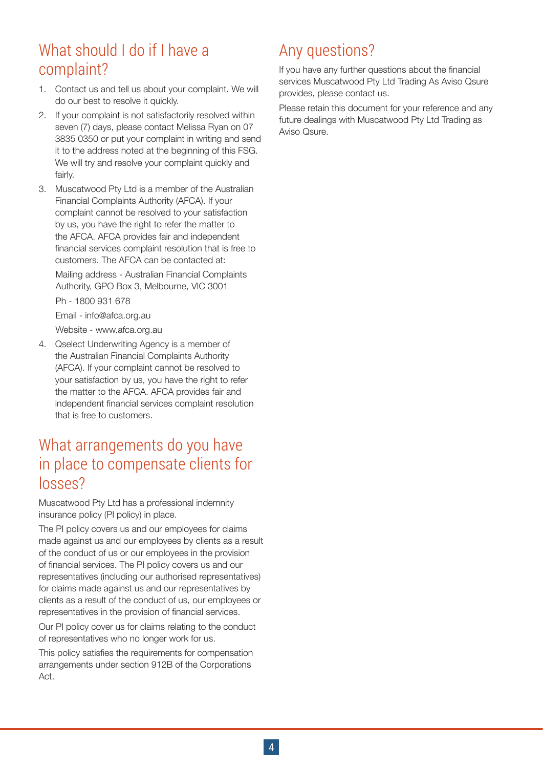## What should I do if I have a complaint?

1. Contact us and tell us about your complaint. We will do our best to resolve it quickly.
2. If your complaint is not satisfactorily resolved within seven (7) days, please contact Melissa Ryan on 07 3835 0350 or put your complaint in writing and send it to the address noted at the beginning of this FSG. We will try and resolve your complaint quickly and fairly.
3. Muscatwood Pty Ltd is a member of the Australian Financial Complaints Authority (AFCA). If your complaint cannot be resolved to your satisfaction by us, you have the right to refer the matter to the AFCA. AFCA provides fair and independent financial services complaint resolution that is free to customers. The AFCA can be contacted at:

   Mailing address - Australian Financial Complaints Authority, GPO Box 3, Melbourne, VIC 3001

   Ph - 1800 931 678

   Email - info@afca.org.au

   Website - www.afca.org.au
4. Qselect Underwriting Agency is a member of the Australian Financial Complaints Authority (AFCA). If your complaint cannot be resolved to your satisfaction by us, you have the right to refer the matter to the AFCA. AFCA provides fair and independent financial services complaint resolution that is free to customers.

## What arrangements do you have in place to compensate clients for losses?

Muscatwood Pty Ltd has a professional indemnity insurance policy (PI policy) in place.

The PI policy covers us and our employees for claims made against us and our employees by clients as a result of the conduct of us or our employees in the provision of financial services. The PI policy covers us and our representatives (including our authorised representatives) for claims made against us and our representatives by clients as a result of the conduct of us, our employees or representatives in the provision of financial services.

Our PI policy cover us for claims relating to the conduct of representatives who no longer work for us.

This policy satisfies the requirements for compensation arrangements under section 912B of the Corporations Act.

## Any questions?

If you have any further questions about the financial services Muscatwood Pty Ltd Trading As Aviso Qsure provides, please contact us.

Please retain this document for your reference and any future dealings with Muscatwood Pty Ltd Trading as Aviso Qsure.